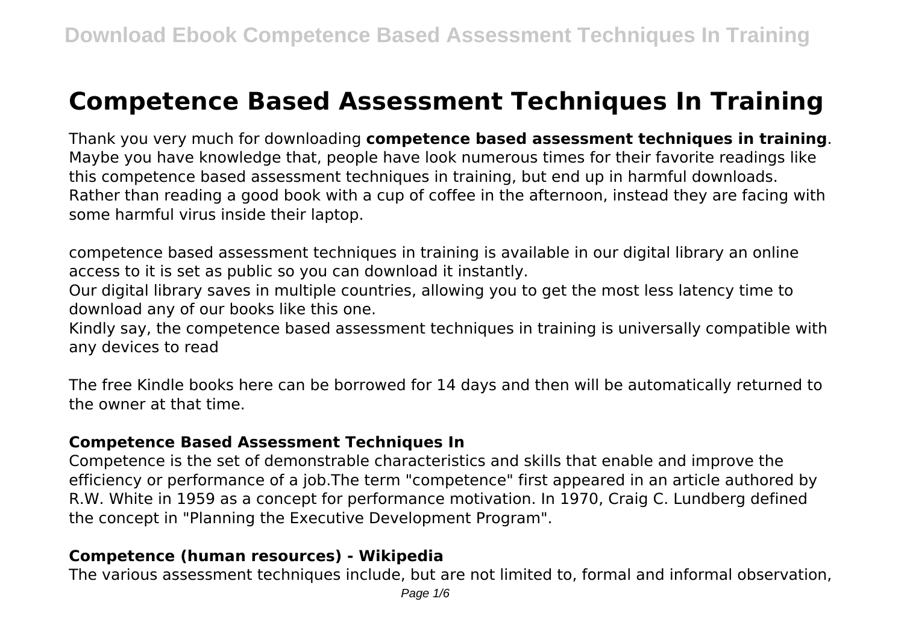# Competence Based Assessment Techniques In Training

Thank you very much for downloading **competence based assessment techniques in training**. Maybe you have knowledge that, people have look numerous times for their favorite readings like this competence based assessment techniques in training, but end up in harmful downloads. Rather than reading a good book with a cup of coffee in the afternoon, instead they are facing with some harmful virus inside their laptop.

competence based assessment techniques in training is available in our digital library an online access to it is set as public so you can download it instantly.

Our digital library saves in multiple countries, allowing you to get the most less latency time to download any of our books like this one.

Kindly say, the competence based assessment techniques in training is universally compatible with any devices to read

The free Kindle books here can be borrowed for 14 days and then will be automatically returned to the owner at that time.

### Competence Based Assessment Techniques In

Competence is the set of demonstrable characteristics and skills that enable and improve the efficiency or performance of a job.The term "competence" first appeared in an article authored by R.W. White in 1959 as a concept for performance motivation. In 1970, Craig C. Lundberg defined the concept in "Planning the Executive Development Program".

### Competence (human resources) - Wikipedia

The various assessment techniques include, but are not limited to, formal and informal observation,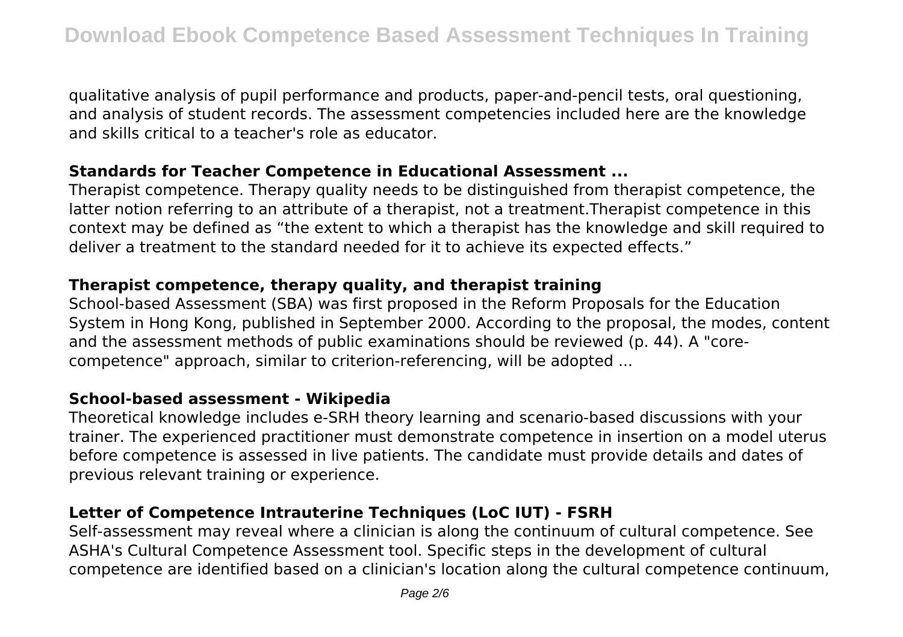qualitative analysis of pupil performance and products, paper-and-pencil tests, oral questioning, and analysis of student records. The assessment competencies included here are the knowledge and skills critical to a teacher's role as educator.

### **Standards for Teacher Competence in Educational Assessment ...**

Therapist competence. Therapy quality needs to be distinguished from therapist competence, the latter notion referring to an attribute of a therapist, not a treatment.Therapist competence in this context may be defined as “the extent to which a therapist has the knowledge and skill required to deliver a treatment to the standard needed for it to achieve its expected effects.”

### **Therapist competence, therapy quality, and therapist training**

School-based Assessment (SBA) was first proposed in the Reform Proposals for the Education System in Hong Kong, published in September 2000. According to the proposal, the modes, content and the assessment methods of public examinations should be reviewed (p. 44). A "core-competence" approach, similar to criterion-referencing, will be adopted ...

### **School-based assessment - Wikipedia**

Theoretical knowledge includes e-SRH theory learning and scenario-based discussions with your trainer. The experienced practitioner must demonstrate competence in insertion on a model uterus before competence is assessed in live patients. The candidate must provide details and dates of previous relevant training or experience.

### **Letter of Competence Intrauterine Techniques (LoC IUT) - FSRH**

Self-assessment may reveal where a clinician is along the continuum of cultural competence. See ASHA's Cultural Competence Assessment tool. Specific steps in the development of cultural competence are identified based on a clinician's location along the cultural competence continuum,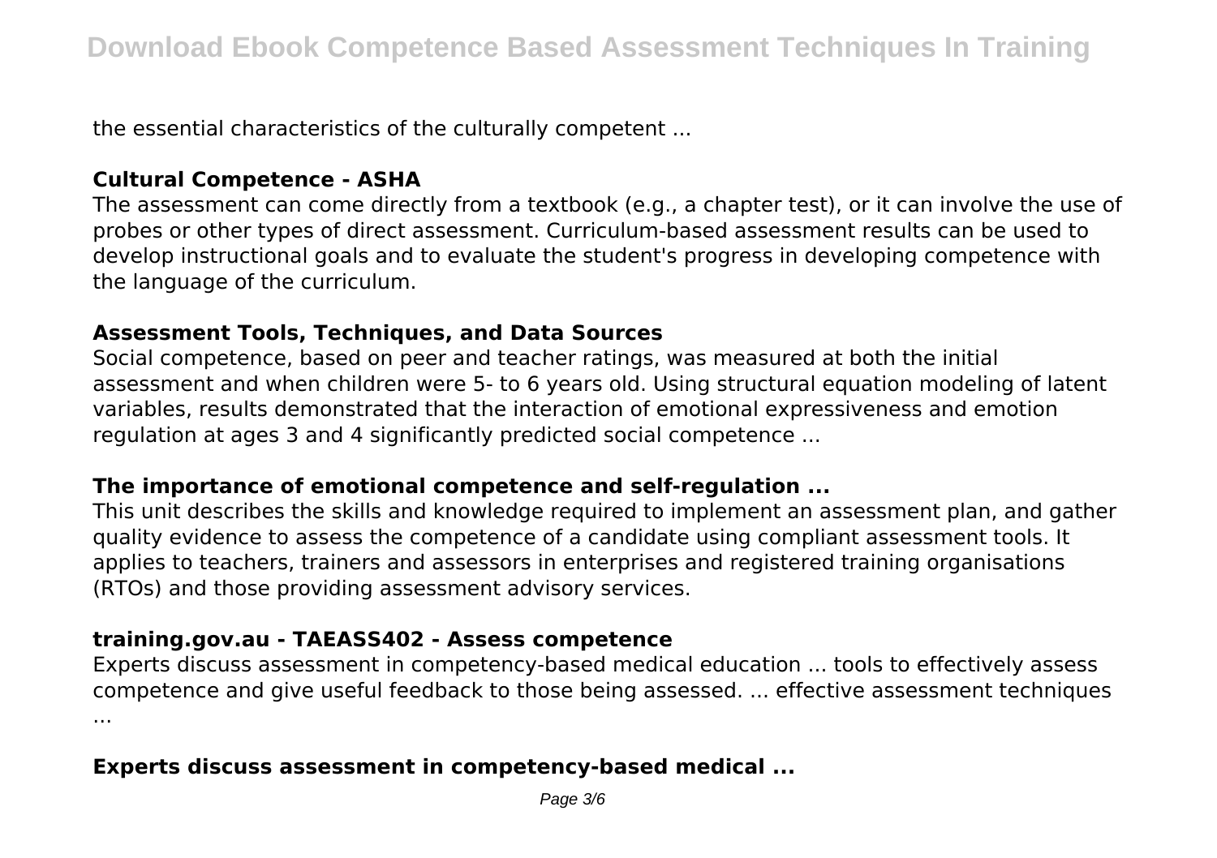the essential characteristics of the culturally competent ...

### Cultural Competence - ASHA

The assessment can come directly from a textbook (e.g., a chapter test), or it can involve the use of probes or other types of direct assessment. Curriculum-based assessment results can be used to develop instructional goals and to evaluate the student's progress in developing competence with the language of the curriculum.

### Assessment Tools, Techniques, and Data Sources

Social competence, based on peer and teacher ratings, was measured at both the initial assessment and when children were 5- to 6 years old. Using structural equation modeling of latent variables, results demonstrated that the interaction of emotional expressiveness and emotion regulation at ages 3 and 4 significantly predicted social competence ...

### The importance of emotional competence and self-regulation ...

This unit describes the skills and knowledge required to implement an assessment plan, and gather quality evidence to assess the competence of a candidate using compliant assessment tools. It applies to teachers, trainers and assessors in enterprises and registered training organisations (RTOs) and those providing assessment advisory services.

### training.gov.au - TAEASS402 - Assess competence

Experts discuss assessment in competency-based medical education ... tools to effectively assess competence and give useful feedback to those being assessed. ... effective assessment techniques ...

### Experts discuss assessment in competency-based medical ...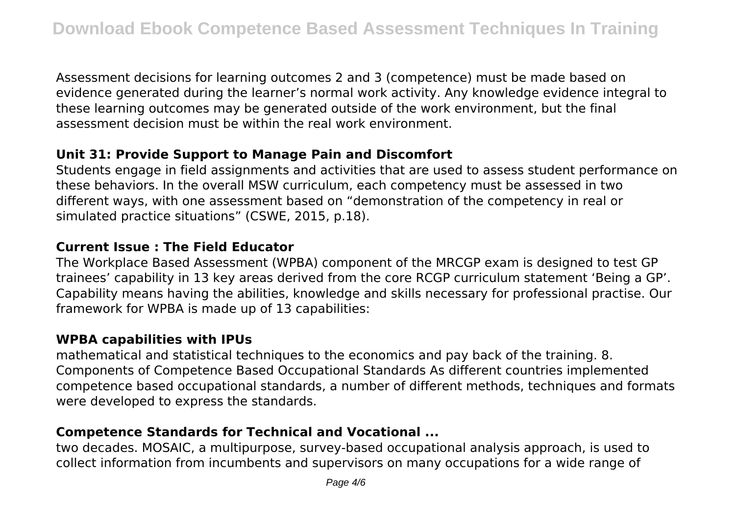Assessment decisions for learning outcomes 2 and 3 (competence) must be made based on evidence generated during the learner's normal work activity. Any knowledge evidence integral to these learning outcomes may be generated outside of the work environment, but the final assessment decision must be within the real work environment.

### Unit 31: Provide Support to Manage Pain and Discomfort

Students engage in field assignments and activities that are used to assess student performance on these behaviors. In the overall MSW curriculum, each competency must be assessed in two different ways, with one assessment based on "demonstration of the competency in real or simulated practice situations" (CSWE, 2015, p.18).

### Current Issue : The Field Educator

The Workplace Based Assessment (WPBA) component of the MRCGP exam is designed to test GP trainees' capability in 13 key areas derived from the core RCGP curriculum statement 'Being a GP'. Capability means having the abilities, knowledge and skills necessary for professional practise. Our framework for WPBA is made up of 13 capabilities:

### WPBA capabilities with IPUs

mathematical and statistical techniques to the economics and pay back of the training. 8. Components of Competence Based Occupational Standards As different countries implemented competence based occupational standards, a number of different methods, techniques and formats were developed to express the standards.

### Competence Standards for Technical and Vocational ...

two decades. MOSAIC, a multipurpose, survey-based occupational analysis approach, is used to collect information from incumbents and supervisors on many occupations for a wide range of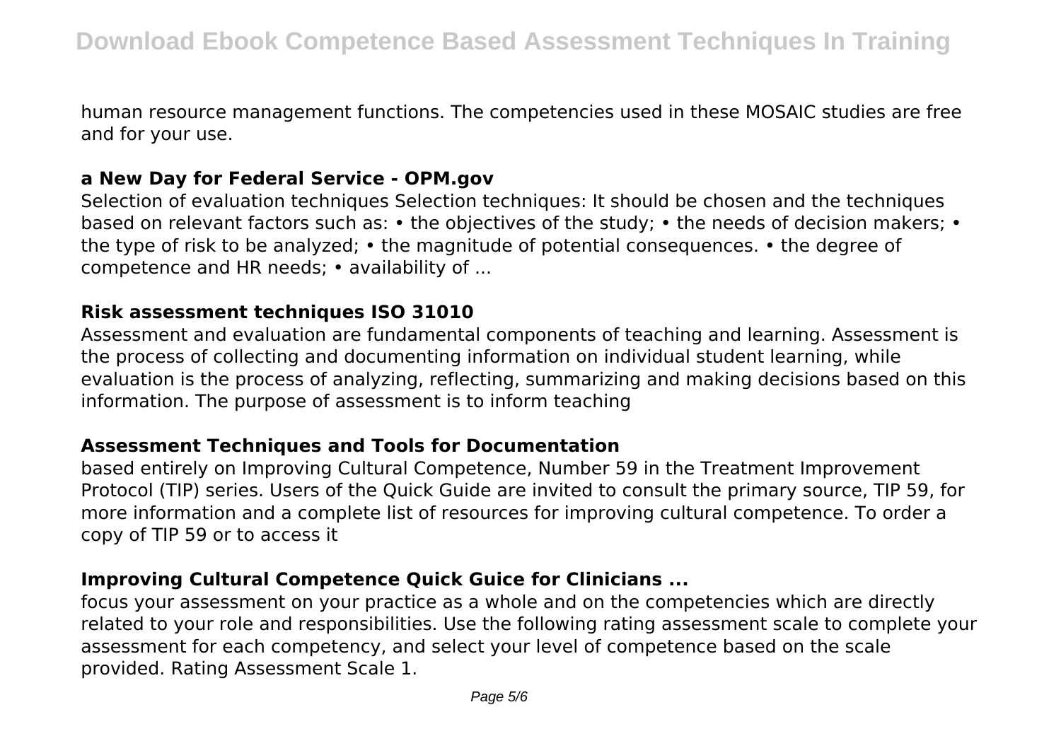human resource management functions. The competencies used in these MOSAIC studies are free and for your use.

### a New Day for Federal Service - OPM.gov

Selection of evaluation techniques Selection techniques: It should be chosen and the techniques based on relevant factors such as: • the objectives of the study; • the needs of decision makers; • the type of risk to be analyzed; • the magnitude of potential consequences. • the degree of competence and HR needs; • availability of ...

### Risk assessment techniques ISO 31010

Assessment and evaluation are fundamental components of teaching and learning. Assessment is the process of collecting and documenting information on individual student learning, while evaluation is the process of analyzing, reflecting, summarizing and making decisions based on this information. The purpose of assessment is to inform teaching

### Assessment Techniques and Tools for Documentation

based entirely on Improving Cultural Competence, Number 59 in the Treatment Improvement Protocol (TIP) series. Users of the Quick Guide are invited to consult the primary source, TIP 59, for more information and a complete list of resources for improving cultural competence. To order a copy of TIP 59 or to access it

### Improving Cultural Competence Quick Guice for Clinicians ...

focus your assessment on your practice as a whole and on the competencies which are directly related to your role and responsibilities. Use the following rating assessment scale to complete your assessment for each competency, and select your level of competence based on the scale provided. Rating Assessment Scale 1.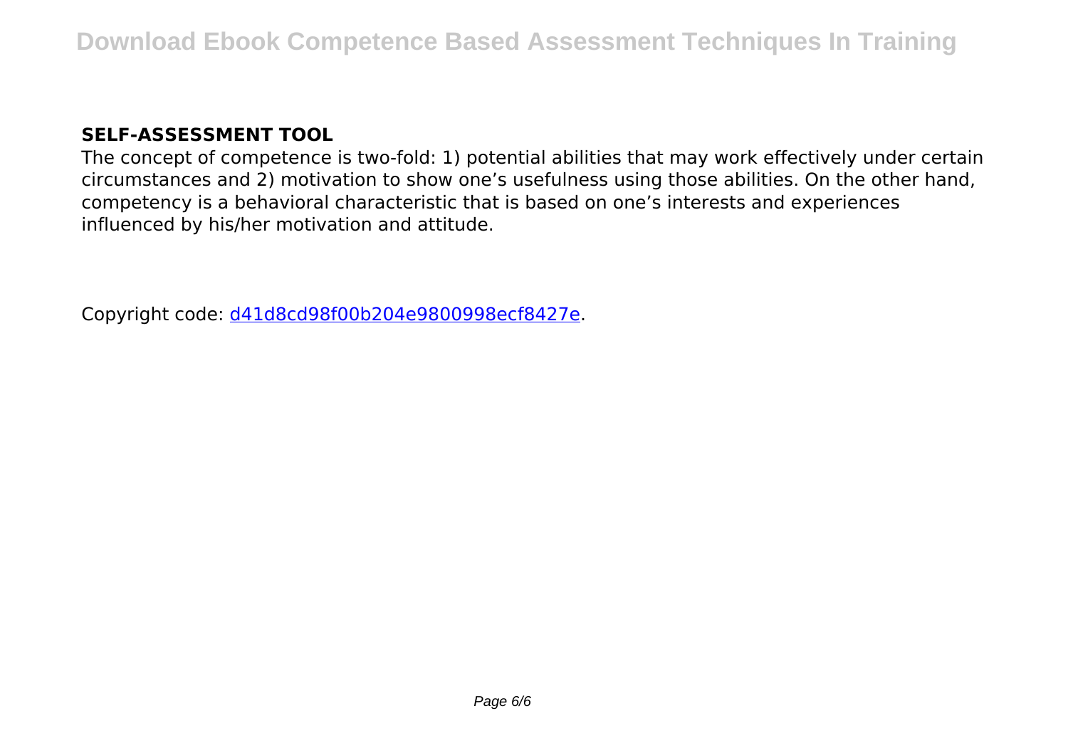### SELF-ASSESSMENT TOOL

The concept of competence is two-fold: 1) potential abilities that may work effectively under certain circumstances and 2) motivation to show one's usefulness using those abilities. On the other hand, competency is a behavioral characteristic that is based on one's interests and experiences influenced by his/her motivation and attitude.

Copyright code: d41d8cd98f00b204e9800998ecf8427e.